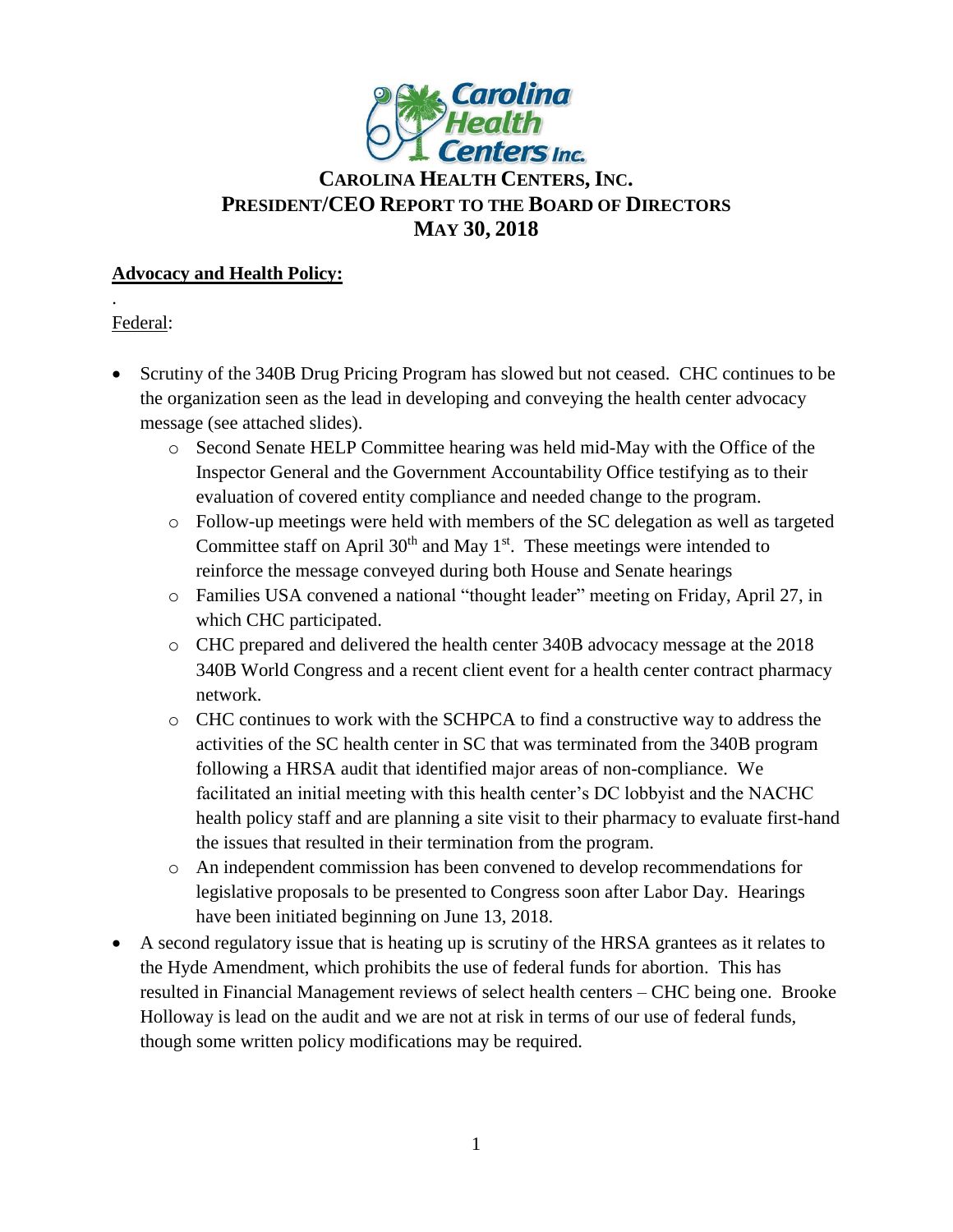# CAROLINA HEALTH CENTERS, INC.
# PRESIDENT/CEO REPORT TO THE BOARD OF DIRECTORS
# MAY 30, 2018

## Advocacy and Health Policy:

.

Federal:

- Scrutiny of the 340B Drug Pricing Program has slowed but not ceased. CHC continues to be the organization seen as the lead in developing and conveying the health center advocacy message (see attached slides).
  - Second Senate HELP Committee hearing was held mid-May with the Office of the Inspector General and the Government Accountability Office testifying as to their evaluation of covered entity compliance and needed change to the program.
  - Follow-up meetings were held with members of the SC delegation as well as targeted Committee staff on April 30th and May 1st. These meetings were intended to reinforce the message conveyed during both House and Senate hearings
  - Families USA convened a national "thought leader" meeting on Friday, April 27, in which CHC participated.
  - CHC prepared and delivered the health center 340B advocacy message at the 2018 340B World Congress and a recent client event for a health center contract pharmacy network.
  - CHC continues to work with the SCHPCA to find a constructive way to address the activities of the SC health center in SC that was terminated from the 340B program following a HRSA audit that identified major areas of non-compliance. We facilitated an initial meeting with this health center's DC lobbyist and the NACHC health policy staff and are planning a site visit to their pharmacy to evaluate first-hand the issues that resulted in their termination from the program.
  - An independent commission has been convened to develop recommendations for legislative proposals to be presented to Congress soon after Labor Day. Hearings have been initiated beginning on June 13, 2018.
- A second regulatory issue that is heating up is scrutiny of the HRSA grantees as it relates to the Hyde Amendment, which prohibits the use of federal funds for abortion. This has resulted in Financial Management reviews of select health centers – CHC being one. Brooke Holloway is lead on the audit and we are not at risk in terms of our use of federal funds, though some written policy modifications may be required.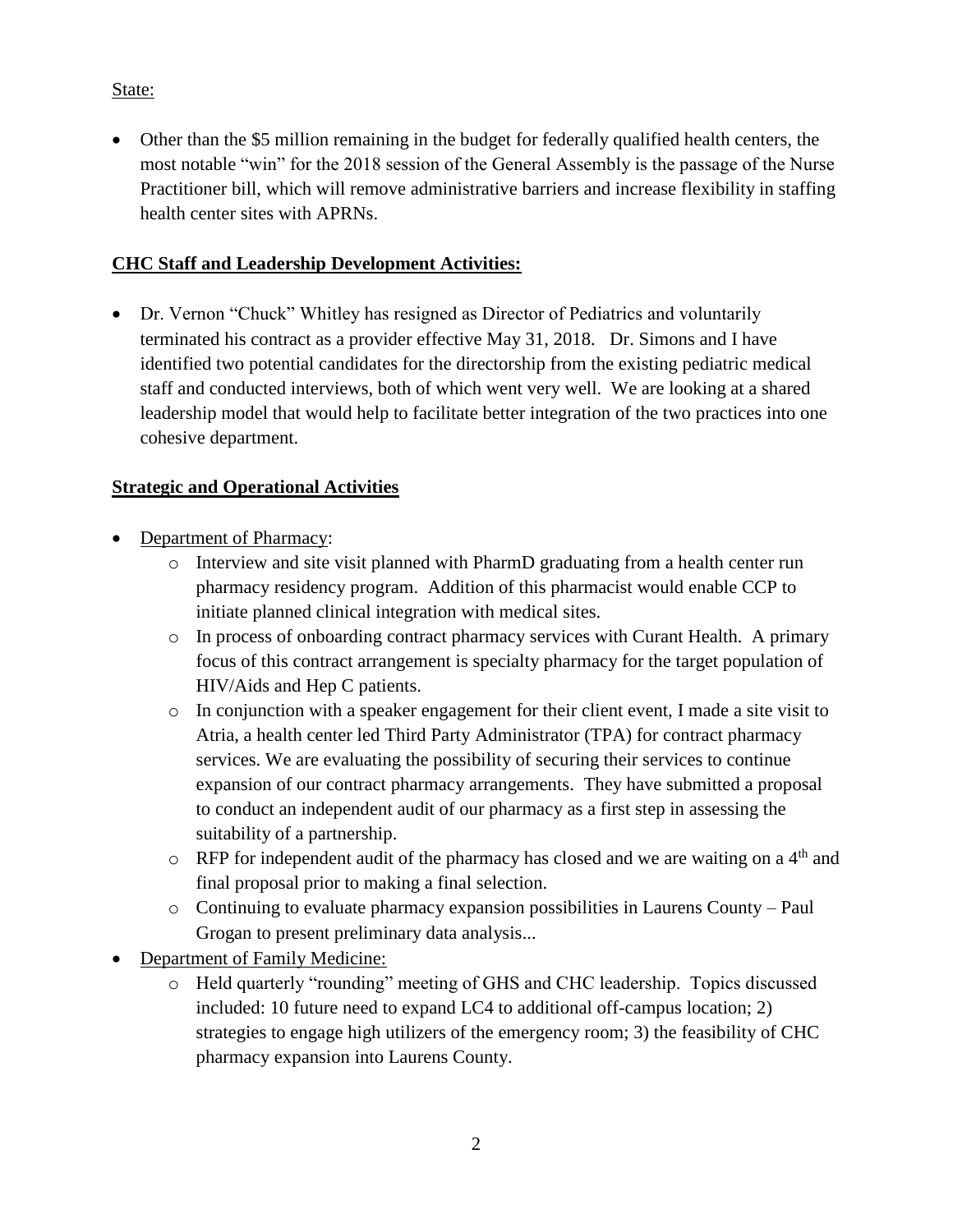State:

- Other than the $5 million remaining in the budget for federally qualified health centers, the most notable "win" for the 2018 session of the General Assembly is the passage of the Nurse Practitioner bill, which will remove administrative barriers and increase flexibility in staffing health center sites with APRNs.

**CHC Staff and Leadership Development Activities:**

- Dr. Vernon "Chuck" Whitley has resigned as Director of Pediatrics and voluntarily terminated his contract as a provider effective May 31, 2018. Dr. Simons and I have identified two potential candidates for the directorship from the existing pediatric medical staff and conducted interviews, both of which went very well. We are looking at a shared leadership model that would help to facilitate better integration of the two practices into one cohesive department.

**Strategic and Operational Activities**

- Department of Pharmacy:
  - Interview and site visit planned with PharmD graduating from a health center run pharmacy residency program. Addition of this pharmacist would enable CCP to initiate planned clinical integration with medical sites.
  - In process of onboarding contract pharmacy services with Curant Health. A primary focus of this contract arrangement is specialty pharmacy for the target population of HIV/Aids and Hep C patients.
  - In conjunction with a speaker engagement for their client event, I made a site visit to Atria, a health center led Third Party Administrator (TPA) for contract pharmacy services. We are evaluating the possibility of securing their services to continue expansion of our contract pharmacy arrangements. They have submitted a proposal to conduct an independent audit of our pharmacy as a first step in assessing the suitability of a partnership.
  - RFP for independent audit of the pharmacy has closed and we are waiting on a 4th and final proposal prior to making a final selection.
  - Continuing to evaluate pharmacy expansion possibilities in Laurens County – Paul Grogan to present preliminary data analysis...
- Department of Family Medicine:
  - Held quarterly "rounding" meeting of GHS and CHC leadership. Topics discussed included: 10 future need to expand LC4 to additional off-campus location; 2) strategies to engage high utilizers of the emergency room; 3) the feasibility of CHC pharmacy expansion into Laurens County.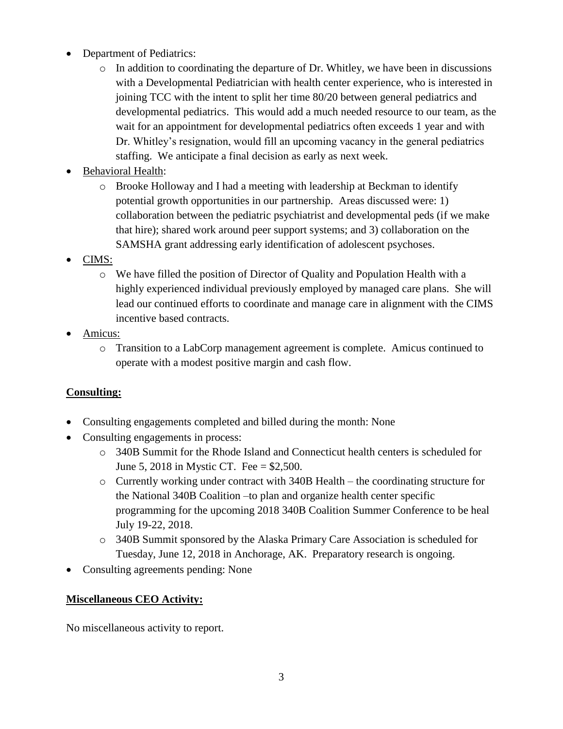- Department of Pediatrics:
  - In addition to coordinating the departure of Dr. Whitley, we have been in discussions with a Developmental Pediatrician with health center experience, who is interested in joining TCC with the intent to split her time 80/20 between general pediatrics and developmental pediatrics. This would add a much needed resource to our team, as the wait for an appointment for developmental pediatrics often exceeds 1 year and with Dr. Whitley's resignation, would fill an upcoming vacancy in the general pediatrics staffing. We anticipate a final decision as early as next week.
- Behavioral Health:
  - Brooke Holloway and I had a meeting with leadership at Beckman to identify potential growth opportunities in our partnership. Areas discussed were: 1) collaboration between the pediatric psychiatrist and developmental peds (if we make that hire); shared work around peer support systems; and 3) collaboration on the SAMSHA grant addressing early identification of adolescent psychoses.
- CIMS:
  - We have filled the position of Director of Quality and Population Health with a highly experienced individual previously employed by managed care plans. She will lead our continued efforts to coordinate and manage care in alignment with the CIMS incentive based contracts.
- Amicus:
  - Transition to a LabCorp management agreement is complete. Amicus continued to operate with a modest positive margin and cash flow.

**Consulting:**

- Consulting engagements completed and billed during the month: None
- Consulting engagements in process:
  - 340B Summit for the Rhode Island and Connecticut health centers is scheduled for June 5, 2018 in Mystic CT. Fee = $2,500.
  - Currently working under contract with 340B Health – the coordinating structure for the National 340B Coalition –to plan and organize health center specific programming for the upcoming 2018 340B Coalition Summer Conference to be heal July 19-22, 2018.
  - 340B Summit sponsored by the Alaska Primary Care Association is scheduled for Tuesday, June 12, 2018 in Anchorage, AK. Preparatory research is ongoing.
- Consulting agreements pending: None

**Miscellaneous CEO Activity:**

No miscellaneous activity to report.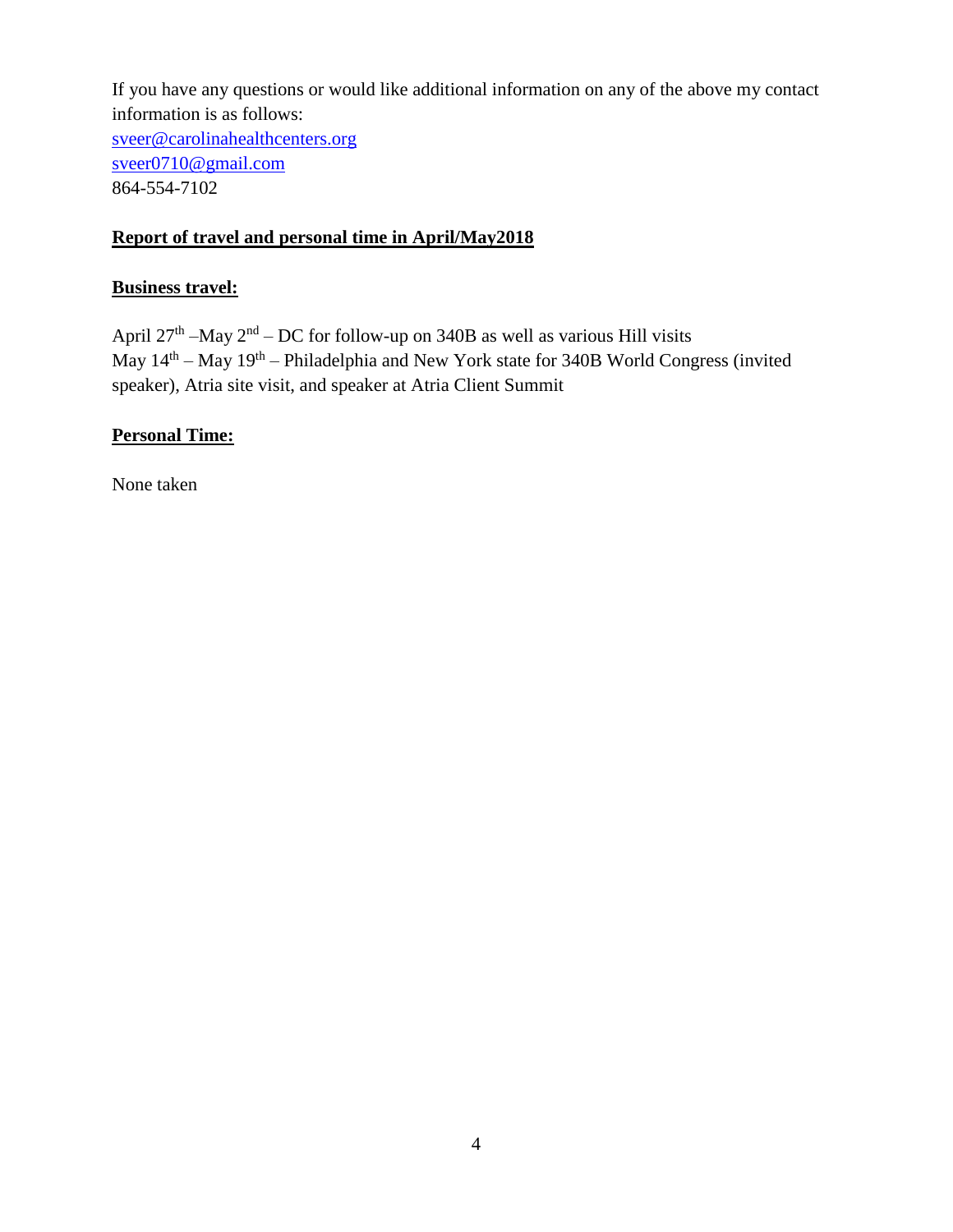If you have any questions or would like additional information on any of the above my contact information is as follows:
sveer@carolinahealthcenters.org
sveer0710@gmail.com
864-554-7102

**<u>Report of travel and personal time in April/May2018</u>**

**<u>Business travel:</u>**

April 27th –May 2nd – DC for follow-up on 340B as well as various Hill visits
May 14th – May 19th – Philadelphia and New York state for 340B World Congress (invited speaker), Atria site visit, and speaker at Atria Client Summit

**<u>Personal Time:</u>**

None taken